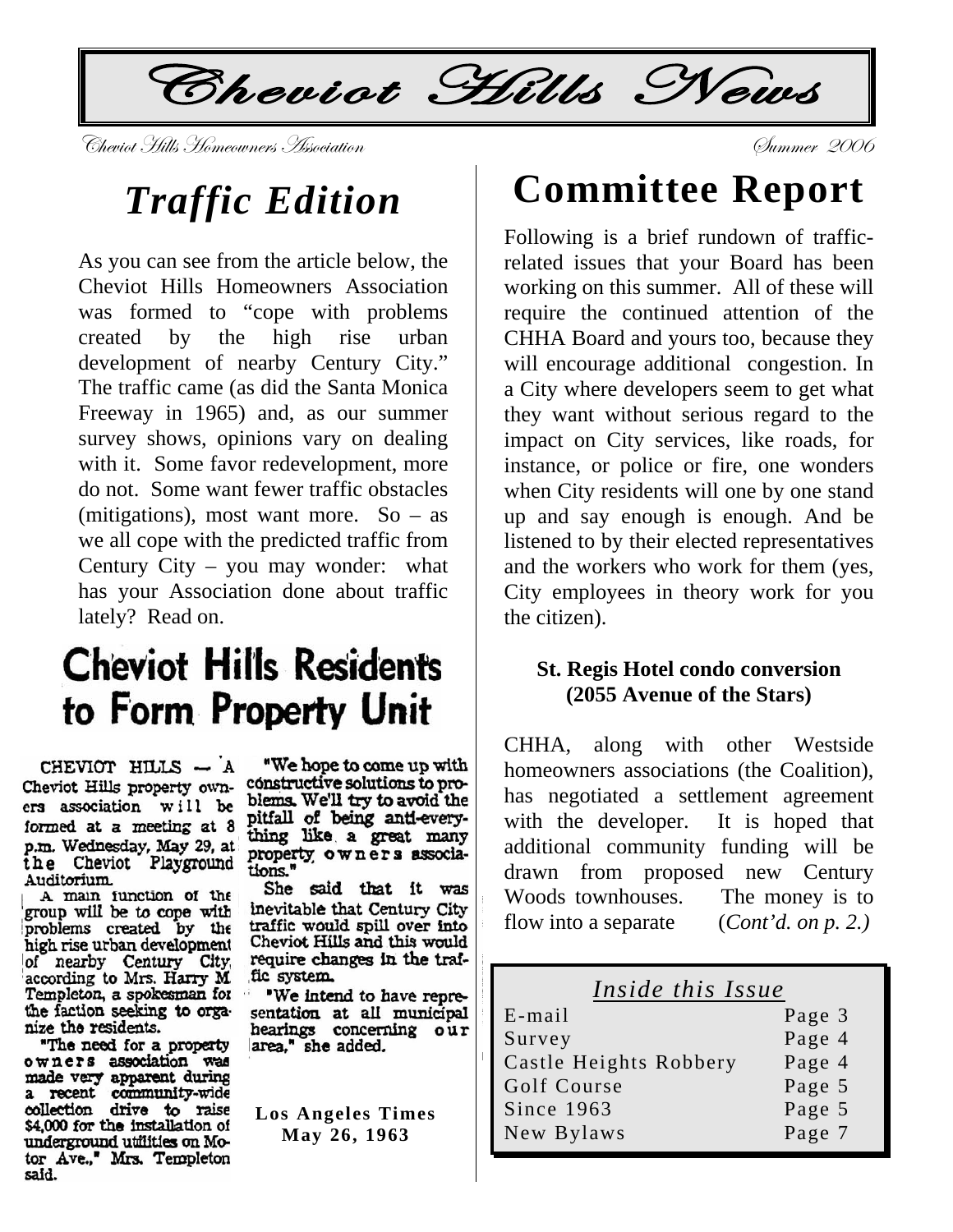# Cheviot Hills News

Cheviot Hills Homeowners Association

Summer 2006

## *Traffic Edition*

As you can see from the article below, the Cheviot Hills Homeowners Association was formed to "cope with problems created by the high rise urban development of nearby Century City." The traffic came (as did the Santa Monica Freeway in 1965) and, as our summer survey shows, opinions vary on dealing with it. Some favor redevelopment, more do not. Some want fewer traffic obstacles (mitigations), most want more. So – as we all cope with the predicted traffic from Century City – you may wonder: what has your Association done about traffic lately? Read on.

## Cheviot Hills Residents to Form Property Unit

CHEVIOT HILLS — A Cheviot Hills property owners association will be formed at a meeting at 8 p.m. Wednesday, May 29, at the Cheviot Playground Auditorium.

A main function of the group will be to cope with problems created by the high rise urban development of nearby Century City, according to Mrs. Harry M. Templeton, a spokesman for the faction seeking to organize the residents.

"The need for a property owners association was made very apparent during a recent community-wide collection drive to raise $4,000 for the installation of underground utilities on Motor Ave.," Mrs. Templeton said.

"We hope to come up with constructive solutions to problems. We'll try to avoid the pitfall of being anti-everything like a great many property owners associations."

She said that it was inevitable that Century City traffic would spill over into Cheviot Hills and this would require changes in the traffic system.

"We intend to have representation at all municipal hearings concerning our area," she added.

**Los Angeles Times May 26, 1963**

# Committee Report

Following is a brief rundown of traffic-related issues that your Board has been working on this summer. All of these will require the continued attention of the CHHA Board and yours too, because they will encourage additional congestion. In a City where developers seem to get what they want without serious regard to the impact on City services, like roads, for instance, or police or fire, one wonders when City residents will one by one stand up and say enough is enough. And be listened to by their elected representatives and the workers who work for them (yes, City employees in theory work for you the citizen).

### St. Regis Hotel condo conversion (2055 Avenue of the Stars)

CHHA, along with other Westside homeowners associations (the Coalition), has negotiated a settlement agreement with the developer. It is hoped that additional community funding will be drawn from proposed new Century Woods townhouses. The money is to flow into a separate (*Cont'd. on p. 2.)*

*Inside this Issue*

| | |
|---|---|
| E-mail | Page 3 |
| Survey | Page 4 |
| Castle Heights Robbery | Page 4 |
| Golf Course | Page 5 |
| Since 1963 | Page 5 |
| New Bylaws | Page 7 |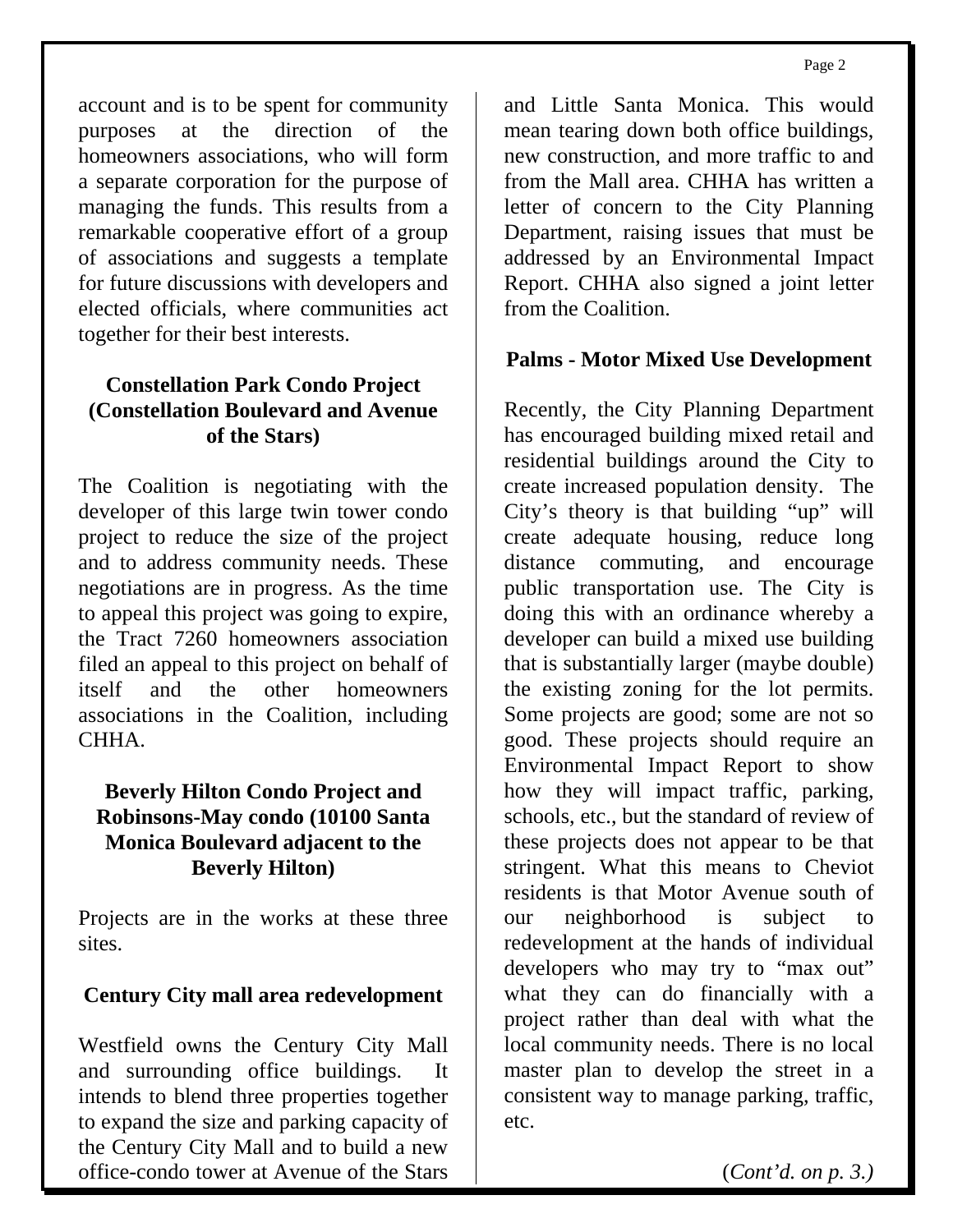account and is to be spent for community purposes at the direction of the homeowners associations, who will form a separate corporation for the purpose of managing the funds. This results from a remarkable cooperative effort of a group of associations and suggests a template for future discussions with developers and elected officials, where communities act together for their best interests.

### Constellation Park Condo Project (Constellation Boulevard and Avenue of the Stars)

The Coalition is negotiating with the developer of this large twin tower condo project to reduce the size of the project and to address community needs. These negotiations are in progress. As the time to appeal this project was going to expire, the Tract 7260 homeowners association filed an appeal to this project on behalf of itself and the other homeowners associations in the Coalition, including CHHA.

### Beverly Hilton Condo Project and Robinsons-May condo (10100 Santa Monica Boulevard adjacent to the Beverly Hilton)

Projects are in the works at these three sites.

### Century City mall area redevelopment

Westfield owns the Century City Mall and surrounding office buildings. It intends to blend three properties together to expand the size and parking capacity of the Century City Mall and to build a new office-condo tower at Avenue of the Stars and Little Santa Monica. This would mean tearing down both office buildings, new construction, and more traffic to and from the Mall area. CHHA has written a letter of concern to the City Planning Department, raising issues that must be addressed by an Environmental Impact Report. CHHA also signed a joint letter from the Coalition.

### Palms - Motor Mixed Use Development

Recently, the City Planning Department has encouraged building mixed retail and residential buildings around the City to create increased population density. The City's theory is that building "up" will create adequate housing, reduce long distance commuting, and encourage public transportation use. The City is doing this with an ordinance whereby a developer can build a mixed use building that is substantially larger (maybe double) the existing zoning for the lot permits. Some projects are good; some are not so good. These projects should require an Environmental Impact Report to show how they will impact traffic, parking, schools, etc., but the standard of review of these projects does not appear to be that stringent. What this means to Cheviot residents is that Motor Avenue south of our neighborhood is subject to redevelopment at the hands of individual developers who may try to "max out" what they can do financially with a project rather than deal with what the local community needs. There is no local master plan to develop the street in a consistent way to manage parking, traffic, etc.

(*Cont'd. on p. 3.)*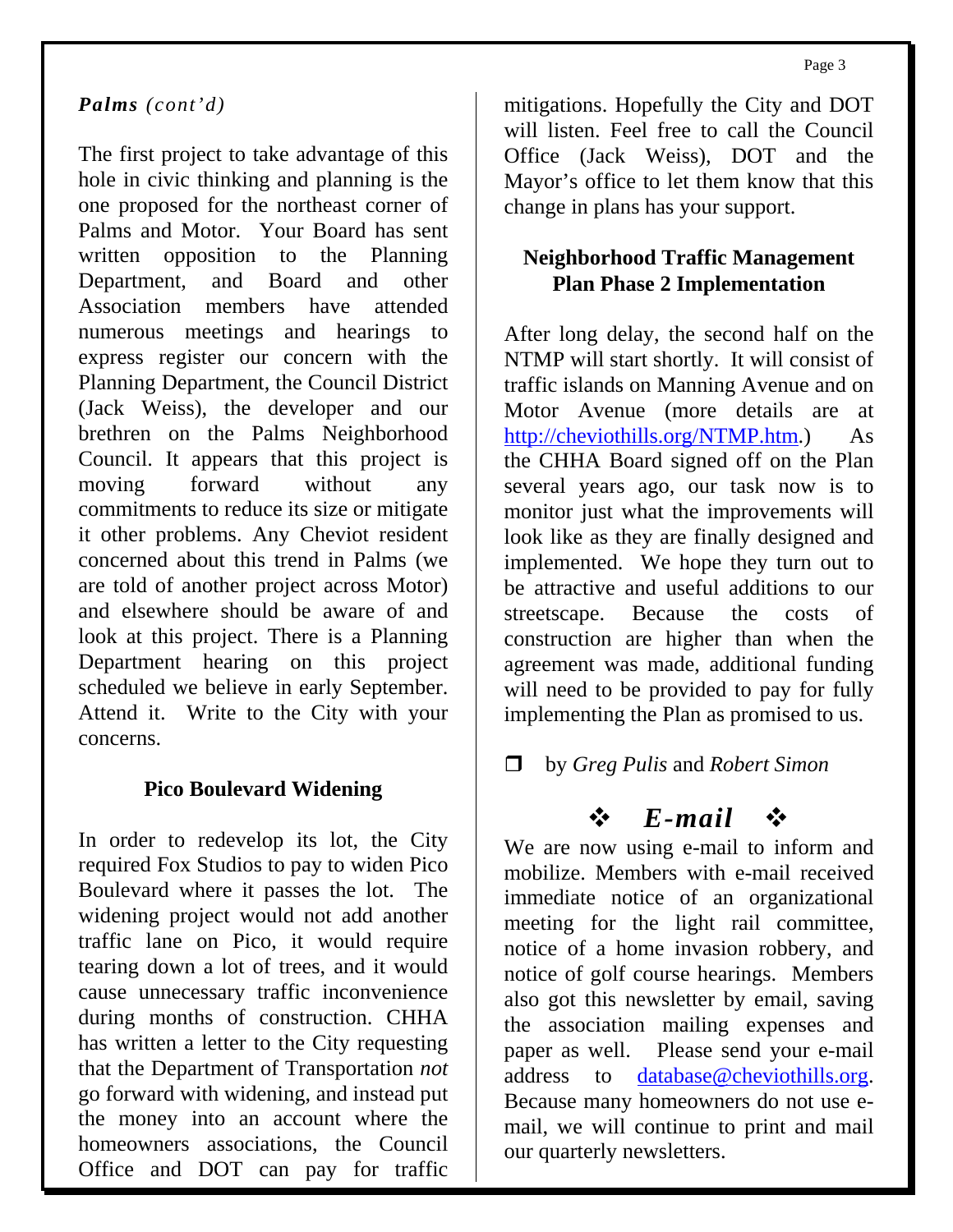***Palms*** *(cont'd)*

The first project to take advantage of this hole in civic thinking and planning is the one proposed for the northeast corner of Palms and Motor. Your Board has sent written opposition to the Planning Department, and Board and other Association members have attended numerous meetings and hearings to express register our concern with the Planning Department, the Council District (Jack Weiss), the developer and our brethren on the Palms Neighborhood Council. It appears that this project is moving forward without any commitments to reduce its size or mitigate it other problems. Any Cheviot resident concerned about this trend in Palms (we are told of another project across Motor) and elsewhere should be aware of and look at this project. There is a Planning Department hearing on this project scheduled we believe in early September. Attend it. Write to the City with your concerns.

### Pico Boulevard Widening

In order to redevelop its lot, the City required Fox Studios to pay to widen Pico Boulevard where it passes the lot. The widening project would not add another traffic lane on Pico, it would require tearing down a lot of trees, and it would cause unnecessary traffic inconvenience during months of construction. CHHA has written a letter to the City requesting that the Department of Transportation *not* go forward with widening, and instead put the money into an account where the homeowners associations, the Council Office and DOT can pay for traffic mitigations. Hopefully the City and DOT will listen. Feel free to call the Council Office (Jack Weiss), DOT and the Mayor's office to let them know that this change in plans has your support.

### Neighborhood Traffic Management Plan Phase 2 Implementation

After long delay, the second half on the NTMP will start shortly. It will consist of traffic islands on Manning Avenue and on Motor Avenue (more details are at http://cheviothills.org/NTMP.htm.) As the CHHA Board signed off on the Plan several years ago, our task now is to monitor just what the improvements will look like as they are finally designed and implemented. We hope they turn out to be attractive and useful additions to our streetscape. Because the costs of construction are higher than when the agreement was made, additional funding will need to be provided to pay for fully implementing the Plan as promised to us.

❒ by *Greg Pulis* and *Robert Simon*

## ❖ *E-mail* ❖

We are now using e-mail to inform and mobilize. Members with e-mail received immediate notice of an organizational meeting for the light rail committee, notice of a home invasion robbery, and notice of golf course hearings. Members also got this newsletter by email, saving the association mailing expenses and paper as well. Please send your e-mail address to database@cheviothills.org. Because many homeowners do not use e-mail, we will continue to print and mail our quarterly newsletters.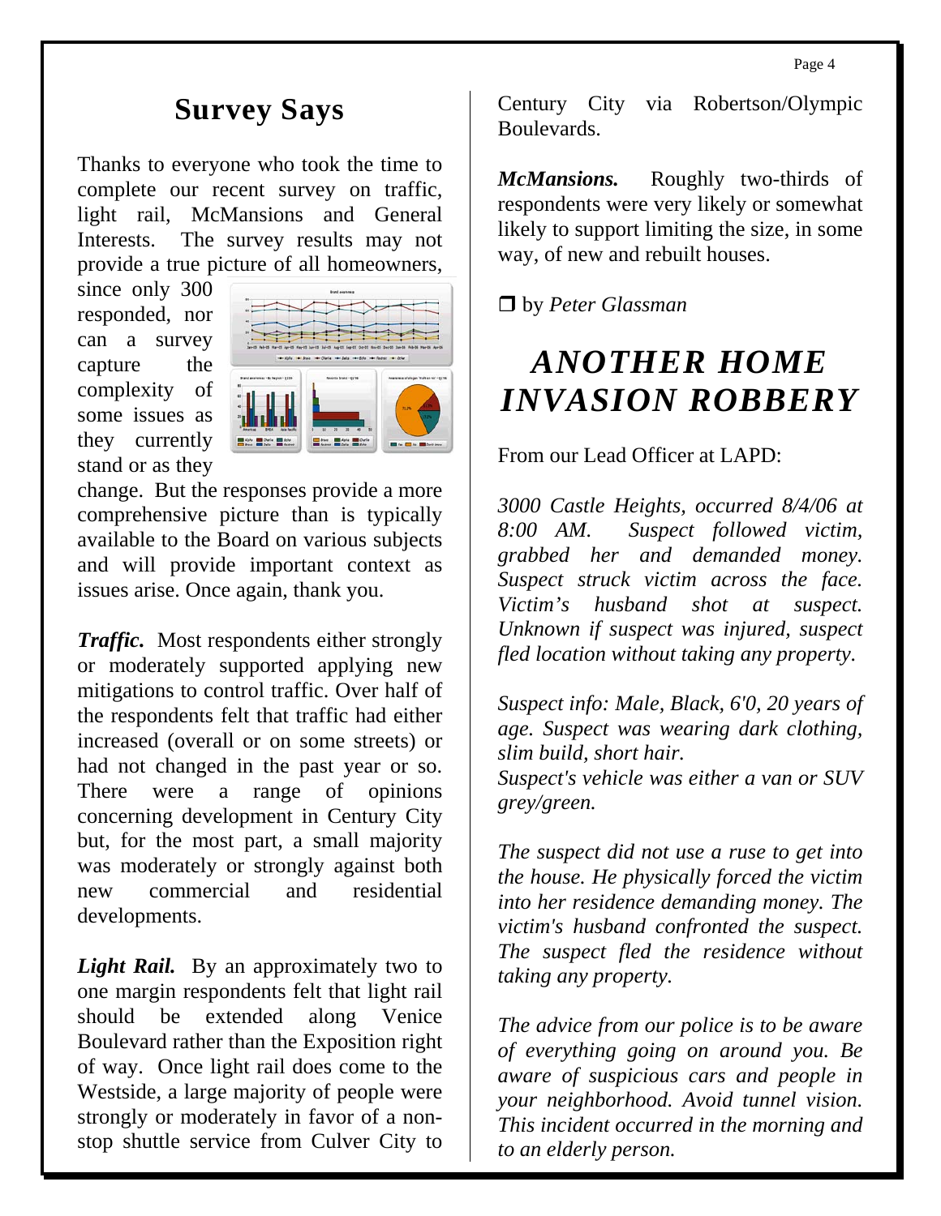## Survey Says

Thanks to everyone who took the time to complete our recent survey on traffic, light rail, McMansions and General Interests. The survey results may not provide a true picture of all homeowners, since only 300 responded, nor can a survey capture the complexity of some issues as they currently stand or as they change. But the responses provide a more comprehensive picture than is typically available to the Board on various subjects and will provide important context as issues arise. Once again, thank you.

***Traffic.*** Most respondents either strongly or moderately supported applying new mitigations to control traffic. Over half of the respondents felt that traffic had either increased (overall or on some streets) or had not changed in the past year or so. There were a range of opinions concerning development in Century City but, for the most part, a small majority was moderately or strongly against both new commercial and residential developments.

***Light Rail.*** By an approximately two to one margin respondents felt that light rail should be extended along Venice Boulevard rather than the Exposition right of way. Once light rail does come to the Westside, a large majority of people were strongly or moderately in favor of a non-stop shuttle service from Culver City to Century City via Robertson/Olympic Boulevards.

***McMansions.*** Roughly two-thirds of respondents were very likely or somewhat likely to support limiting the size, in some way, of new and rebuilt houses.

❒ by *Peter Glassman*

## *ANOTHER HOME INVASION ROBBERY*

From our Lead Officer at LAPD:

*3000 Castle Heights, occurred 8/4/06 at 8:00 AM. Suspect followed victim, grabbed her and demanded money. Suspect struck victim across the face. Victim's husband shot at suspect. Unknown if suspect was injured, suspect fled location without taking any property.*

*Suspect info: Male, Black, 6'0, 20 years of age. Suspect was wearing dark clothing, slim build, short hair.*
*Suspect's vehicle was either a van or SUV grey/green.*

*The suspect did not use a ruse to get into the house. He physically forced the victim into her residence demanding money. The victim's husband confronted the suspect. The suspect fled the residence without taking any property.*

*The advice from our police is to be aware of everything going on around you. Be aware of suspicious cars and people in your neighborhood. Avoid tunnel vision. This incident occurred in the morning and to an elderly person.*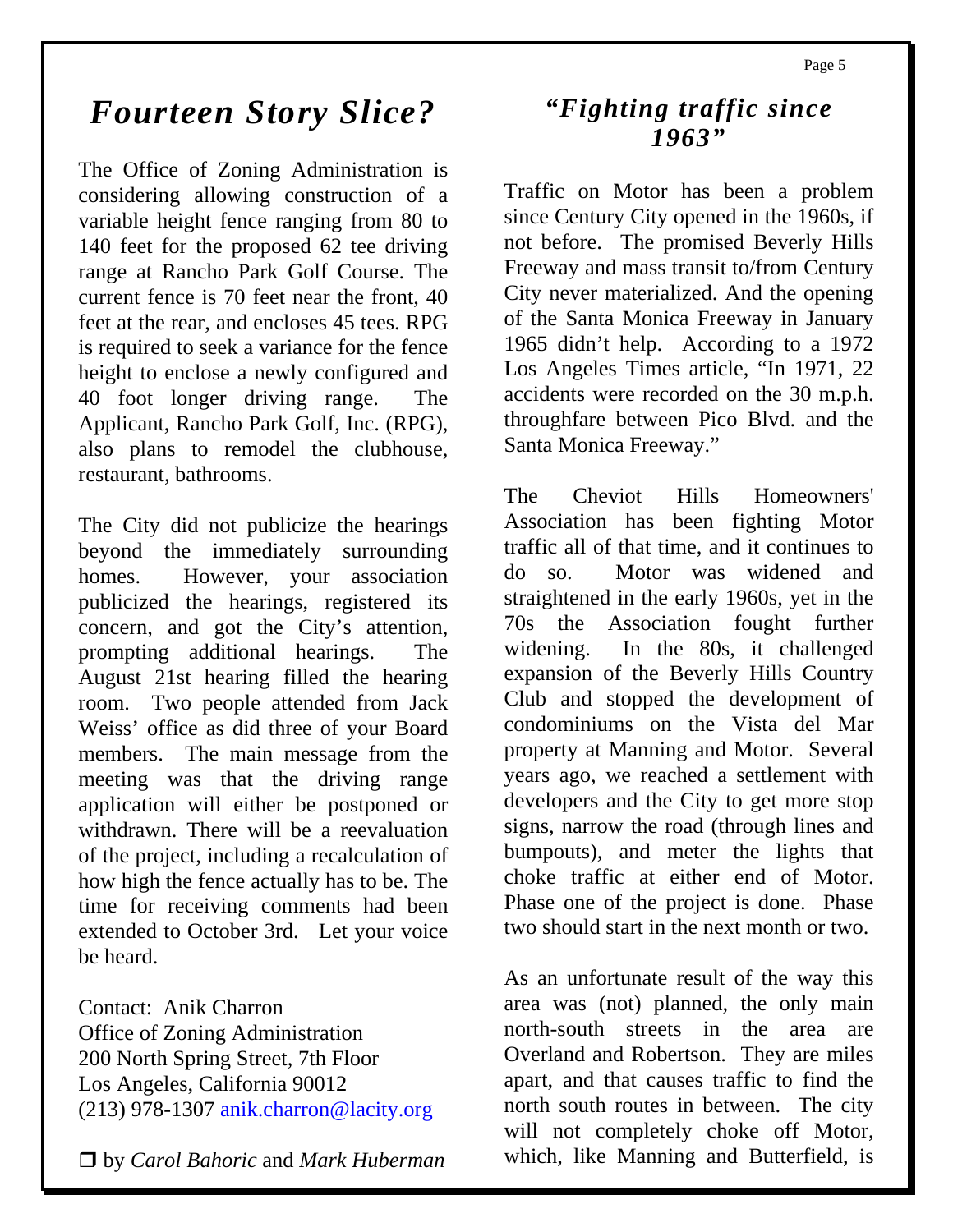# *Fourteen Story Slice?*

The Office of Zoning Administration is considering allowing construction of a variable height fence ranging from 80 to 140 feet for the proposed 62 tee driving range at Rancho Park Golf Course. The current fence is 70 feet near the front, 40 feet at the rear, and encloses 45 tees. RPG is required to seek a variance for the fence height to enclose a newly configured and 40 foot longer driving range. The Applicant, Rancho Park Golf, Inc. (RPG), also plans to remodel the clubhouse, restaurant, bathrooms.

The City did not publicize the hearings beyond the immediately surrounding homes. However, your association publicized the hearings, registered its concern, and got the City's attention, prompting additional hearings. The August 21st hearing filled the hearing room. Two people attended from Jack Weiss' office as did three of your Board members. The main message from the meeting was that the driving range application will either be postponed or withdrawn. There will be a reevaluation of the project, including a recalculation of how high the fence actually has to be. The time for receiving comments had been extended to October 3rd. Let your voice be heard.

Contact: Anik Charron
Office of Zoning Administration
200 North Spring Street, 7th Floor
Los Angeles, California 90012
(213) 978-1307 [anik.charron@lacity.org](mailto:anik.charron@lacity.org)

❒ by *Carol Bahoric* and *Mark Huberman*

## *"Fighting traffic since 1963"*

Traffic on Motor has been a problem since Century City opened in the 1960s, if not before. The promised Beverly Hills Freeway and mass transit to/from Century City never materialized. And the opening of the Santa Monica Freeway in January 1965 didn't help. According to a 1972 Los Angeles Times article, "In 1971, 22 accidents were recorded on the 30 m.p.h. throughfare between Pico Blvd. and the Santa Monica Freeway."

The Cheviot Hills Homeowners' Association has been fighting Motor traffic all of that time, and it continues to do so. Motor was widened and straightened in the early 1960s, yet in the 70s the Association fought further widening. In the 80s, it challenged expansion of the Beverly Hills Country Club and stopped the development of condominiums on the Vista del Mar property at Manning and Motor. Several years ago, we reached a settlement with developers and the City to get more stop signs, narrow the road (through lines and bumpouts), and meter the lights that choke traffic at either end of Motor. Phase one of the project is done. Phase two should start in the next month or two.

As an unfortunate result of the way this area was (not) planned, the only main north-south streets in the area are Overland and Robertson. They are miles apart, and that causes traffic to find the north south routes in between. The city will not completely choke off Motor, which, like Manning and Butterfield, is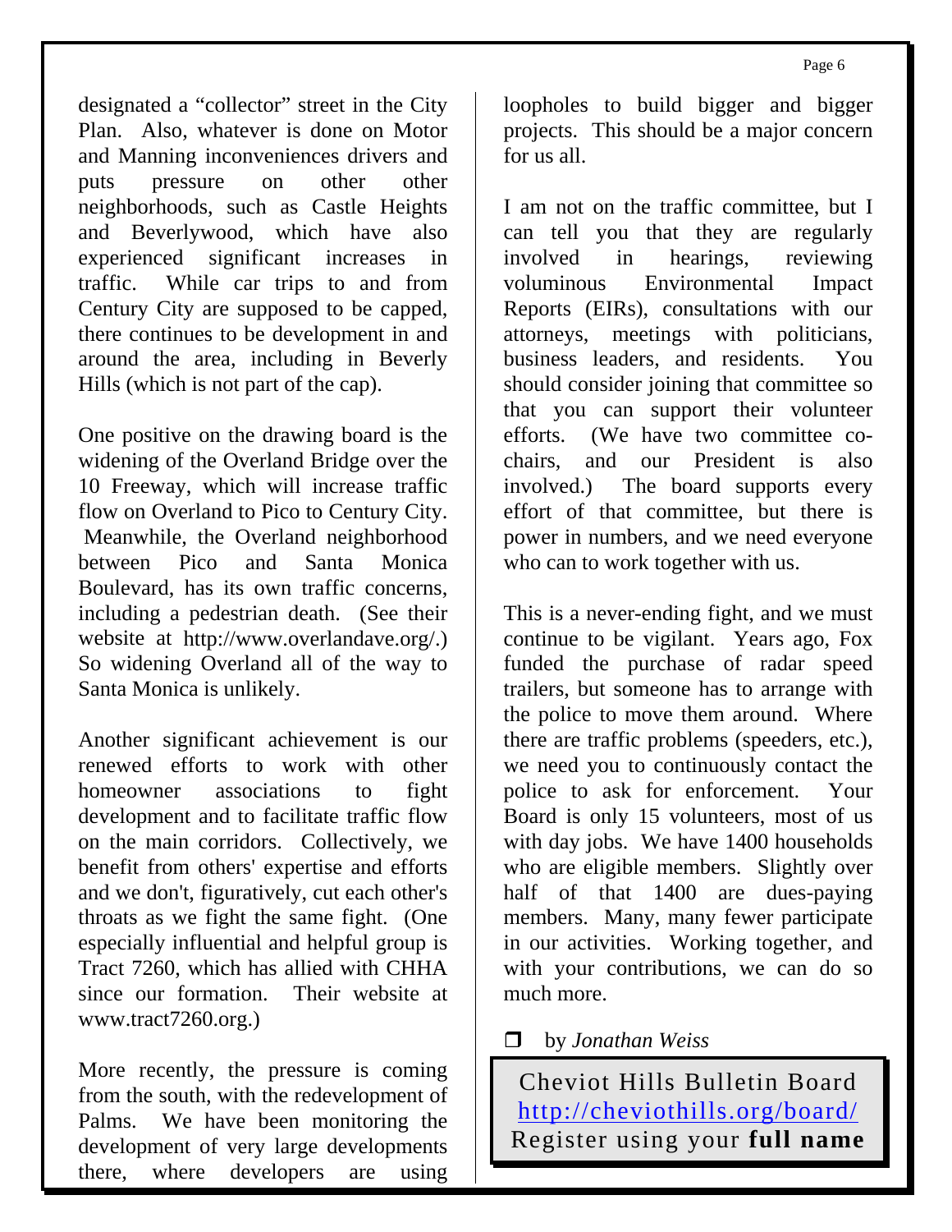designated a "collector" street in the City Plan. Also, whatever is done on Motor and Manning inconveniences drivers and puts pressure on other other neighborhoods, such as Castle Heights and Beverlywood, which have also experienced significant increases in traffic. While car trips to and from Century City are supposed to be capped, there continues to be development in and around the area, including in Beverly Hills (which is not part of the cap).

One positive on the drawing board is the widening of the Overland Bridge over the 10 Freeway, which will increase traffic flow on Overland to Pico to Century City. Meanwhile, the Overland neighborhood between Pico and Santa Monica Boulevard, has its own traffic concerns, including a pedestrian death. (See their website at http://www.overlandave.org/.) So widening Overland all of the way to Santa Monica is unlikely.

Another significant achievement is our renewed efforts to work with other homeowner associations to fight development and to facilitate traffic flow on the main corridors. Collectively, we benefit from others' expertise and efforts and we don't, figuratively, cut each other's throats as we fight the same fight. (One especially influential and helpful group is Tract 7260, which has allied with CHHA since our formation. Their website at www.tract7260.org.)

More recently, the pressure is coming from the south, with the redevelopment of Palms. We have been monitoring the development of very large developments there, where developers are using loopholes to build bigger and bigger projects. This should be a major concern for us all.

I am not on the traffic committee, but I can tell you that they are regularly involved in hearings, reviewing voluminous Environmental Impact Reports (EIRs), consultations with our attorneys, meetings with politicians, business leaders, and residents. You should consider joining that committee so that you can support their volunteer efforts. (We have two committee co-chairs, and our President is also involved.) The board supports every effort of that committee, but there is power in numbers, and we need everyone who can to work together with us.

This is a never-ending fight, and we must continue to be vigilant. Years ago, Fox funded the purchase of radar speed trailers, but someone has to arrange with the police to move them around. Where there are traffic problems (speeders, etc.), we need you to continuously contact the police to ask for enforcement. Your Board is only 15 volunteers, most of us with day jobs. We have 1400 households who are eligible members. Slightly over half of that 1400 are dues-paying members. Many, many fewer participate in our activities. Working together, and with your contributions, we can do so much more.

❒ by *Jonathan Weiss*

Cheviot Hills Bulletin Board
http://cheviothills.org/board/
Register using your **full name**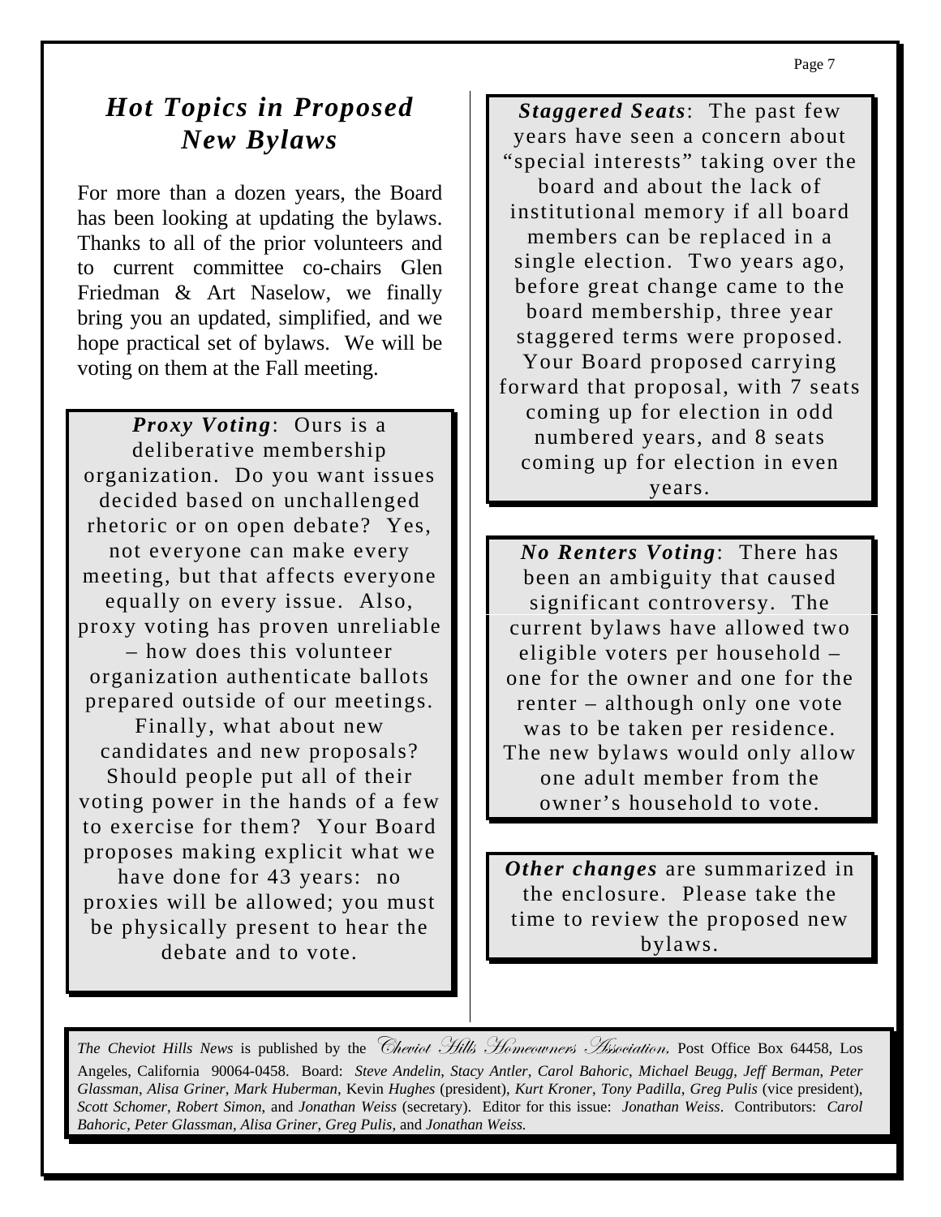# *Hot Topics in Proposed New Bylaws*

For more than a dozen years, the Board has been looking at updating the bylaws. Thanks to all of the prior volunteers and to current committee co-chairs Glen Friedman & Art Naselow, we finally bring you an updated, simplified, and we hope practical set of bylaws. We will be voting on them at the Fall meeting.

***Proxy Voting***: Ours is a deliberative membership organization. Do you want issues decided based on unchallenged rhetoric or on open debate? Yes, not everyone can make every meeting, but that affects everyone equally on every issue. Also, proxy voting has proven unreliable – how does this volunteer organization authenticate ballots prepared outside of our meetings. Finally, what about new candidates and new proposals? Should people put all of their voting power in the hands of a few to exercise for them? Your Board proposes making explicit what we have done for 43 years: no proxies will be allowed; you must be physically present to hear the debate and to vote.

***Staggered Seats***: The past few years have seen a concern about "special interests" taking over the board and about the lack of institutional memory if all board members can be replaced in a single election. Two years ago, before great change came to the board membership, three year staggered terms were proposed. Your Board proposed carrying forward that proposal, with 7 seats coming up for election in odd numbered years, and 8 seats coming up for election in even years.

***No Renters Voting***: There has been an ambiguity that caused significant controversy. The current bylaws have allowed two eligible voters per household – one for the owner and one for the renter – although only one vote was to be taken per residence. The new bylaws would only allow one adult member from the owner's household to vote.

***Other changes*** are summarized in the enclosure. Please take the time to review the proposed new bylaws.

*The Cheviot Hills News* is published by the *Cheviot Hills Homeowners Association*, Post Office Box 64458, Los Angeles, California 90064-0458. Board: *Steve Andelin, Stacy Antler, Carol Bahoric, Michael Beugg, Jeff Berman, Peter Glassman, Alisa Griner, Mark Huberman,* Kevin *Hughes* (president), *Kurt Kroner, Tony Padilla, Greg Pulis* (vice president), *Scott Schomer, Robert Simon,* and *Jonathan Weiss* (secretary). Editor for this issue: *Jonathan Weiss*. Contributors: *Carol Bahoric, Peter Glassman, Alisa Griner, Greg Pulis,* and *Jonathan Weiss.*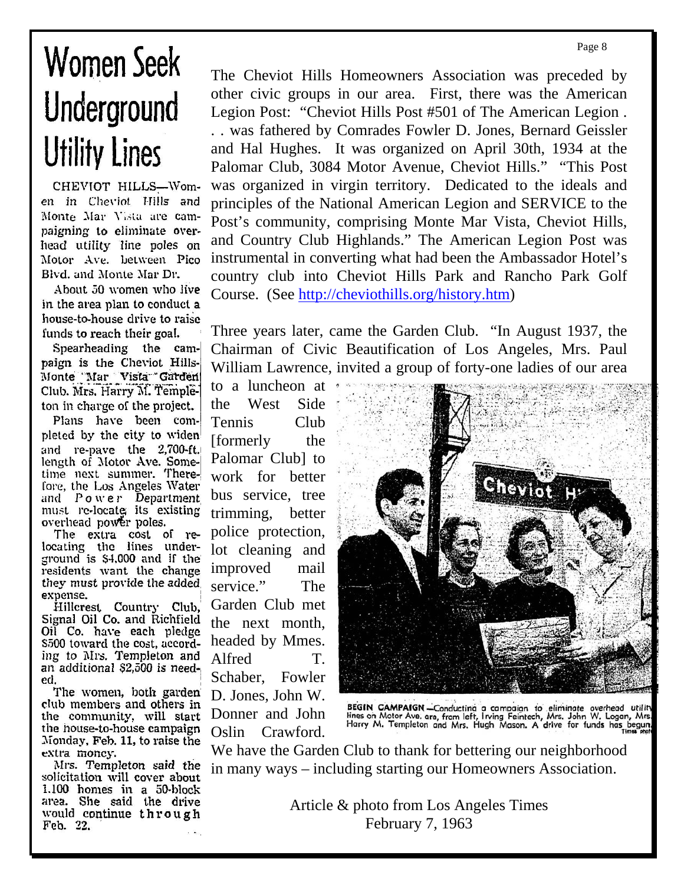# Women Seek Underground Utility Lines

CHEVIOT HILLS—Women in Cheviot Hills and Monte Mar Vista are campaigning to eliminate overhead utility line poles on Motor Ave. between Pico Blvd. and Monte Mar Dr.

About 50 women who live in the area plan to conduct a house-to-house drive to raise funds to reach their goal.

Spearheading the campaign is the Cheviot Hills-Monte Mar Vista Garden Club. Mrs. Harry M. Templeton in charge of the project.

Plans have been completed by the city to widen and re-pave the 2,700-ft. length of Motor Ave. Sometime next summer. Therefore, the Los Angeles Water and Power Department must re-locate its existing overhead power poles.

The extra cost of relocating the lines underground is $4,000 and if the residents want the change they must provide the added expense.

Hillcrest Country Club, Signal Oil Co. and Richfield Oil Co. have each pledge $500 toward the cost, according to Mrs. Templeton and an additional $2,500 is needed.

The women, both garden club members and others in the community, will start the house-to-house campaign Monday, Feb. 11, to raise the extra money.

Mrs. Templeton said the solicitation will cover about 1,100 homes in a 50-block area. She said the drive would continue through Feb. 22.

The Cheviot Hills Homeowners Association was preceded by other civic groups in our area. First, there was the American Legion Post: "Cheviot Hills Post #501 of The American Legion . . . was fathered by Comrades Fowler D. Jones, Bernard Geissler and Hal Hughes. It was organized on April 30th, 1934 at the Palomar Club, 3084 Motor Avenue, Cheviot Hills." "This Post was organized in virgin territory. Dedicated to the ideals and principles of the National American Legion and SERVICE to the Post's community, comprising Monte Mar Vista, Cheviot Hills, and Country Club Highlands." The American Legion Post was instrumental in converting what had been the Ambassador Hotel's country club into Cheviot Hills Park and Rancho Park Golf Course. (See http://cheviothills.org/history.htm)

Three years later, came the Garden Club. "In August 1937, the Chairman of Civic Beautification of Los Angeles, Mrs. Paul William Lawrence, invited a group of forty-one ladies of our area to a luncheon at the West Side Tennis Club [formerly the Palomar Club] to work for better bus service, tree trimming, better police protection, lot cleaning and improved mail service." The Garden Club met the next month, headed by Mmes. Alfred T. Schaber, Fowler D. Jones, John W. Donner and John Oslin Crawford. We have the Garden Club to thank for bettering our neighborhood in many ways – including starting our Homeowners Association.

BEGIN CAMPAIGN—Conducting a campaign to eliminate overhead utility lines on Motor Ave. are, from left, Irving Feintech, Mrs. John W. Logan, Mrs. Harry M. Templeton and Mrs. Hugh Mason. A drive for funds has begun. Times photo

Article & photo from Los Angeles Times
February 7, 1963